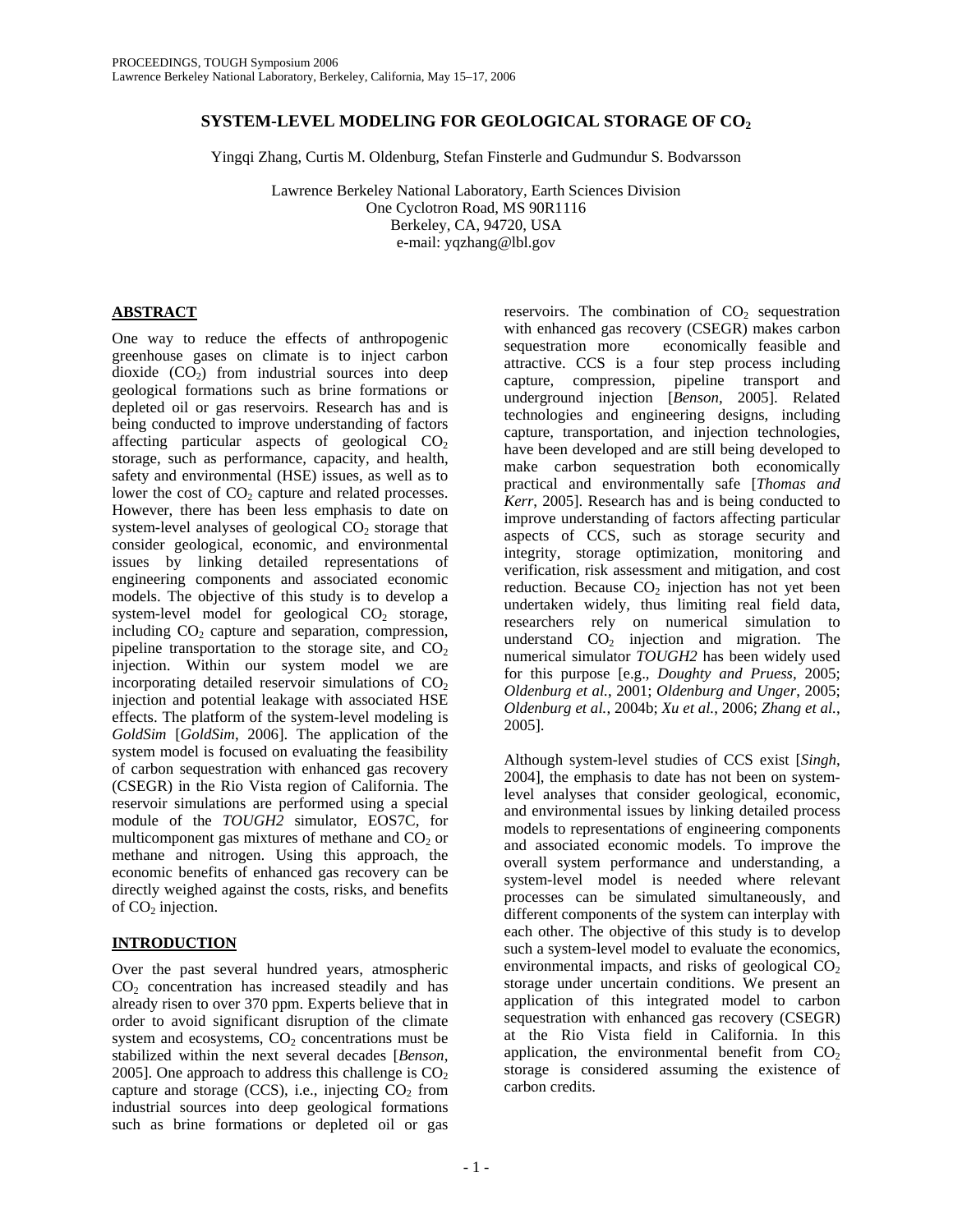# SYSTEM-LEVEL MODELING FOR GEOLOGICAL STORAGE OF $CO_2$

Yingqi Zhang, Curtis M. Oldenburg, Stefan Finsterle and Gudmundur S. Bodvarsson

Lawrence Berkeley National Laboratory, Earth Sciences Division
One Cyclotron Road, MS 90R1116
Berkeley, CA, 94720, USA
e-mail: yqzhang@lbl.gov

## ABSTRACT

One way to reduce the effects of anthropogenic greenhouse gases on climate is to inject carbon dioxide ($CO_2$) from industrial sources into deep geological formations such as brine formations or depleted oil or gas reservoirs. Research has and is being conducted to improve understanding of factors affecting particular aspects of geological $CO_2$ storage, such as performance, capacity, and health, safety and environmental (HSE) issues, as well as to lower the cost of $CO_2$ capture and related processes. However, there has been less emphasis to date on system-level analyses of geological $CO_2$ storage that consider geological, economic, and environmental issues by linking detailed representations of engineering components and associated economic models. The objective of this study is to develop a system-level model for geological $CO_2$ storage, including $CO_2$ capture and separation, compression, pipeline transportation to the storage site, and $CO_2$ injection. Within our system model we are incorporating detailed reservoir simulations of $CO_2$ injection and potential leakage with associated HSE effects. The platform of the system-level modeling is *GoldSim* [*GoldSim*, 2006]. The application of the system model is focused on evaluating the feasibility of carbon sequestration with enhanced gas recovery (CSEGR) in the Rio Vista region of California. The reservoir simulations are performed using a special module of the *TOUGH2* simulator, EOS7C, for multicomponent gas mixtures of methane and $CO_2$ or methane and nitrogen. Using this approach, the economic benefits of enhanced gas recovery can be directly weighed against the costs, risks, and benefits of $CO_2$ injection.

## INTRODUCTION

Over the past several hundred years, atmospheric $CO_2$ concentration has increased steadily and has already risen to over 370 ppm. Experts believe that in order to avoid significant disruption of the climate system and ecosystems, $CO_2$ concentrations must be stabilized within the next several decades [*Benson*, 2005]. One approach to address this challenge is $CO_2$ capture and storage (CCS), i.e., injecting $CO_2$ from industrial sources into deep geological formations such as brine formations or depleted oil or gas reservoirs. The combination of $CO_2$ sequestration with enhanced gas recovery (CSEGR) makes carbon sequestration more economically feasible and attractive. CCS is a four step process including capture, compression, pipeline transport and underground injection [*Benson*, 2005]. Related technologies and engineering designs, including capture, transportation, and injection technologies, have been developed and are still being developed to make carbon sequestration both economically practical and environmentally safe [*Thomas and Kerr*, 2005]. Research has and is being conducted to improve understanding of factors affecting particular aspects of CCS, such as storage security and integrity, storage optimization, monitoring and verification, risk assessment and mitigation, and cost reduction. Because $CO_2$ injection has not yet been undertaken widely, thus limiting real field data, researchers rely on numerical simulation to understand $CO_2$ injection and migration. The numerical simulator *TOUGH2* has been widely used for this purpose [e.g., *Doughty and Pruess*, 2005; *Oldenburg et al.*, 2001; *Oldenburg and Unger*, 2005; *Oldenburg et al.*, 2004b; *Xu et al.*, 2006; *Zhang et al.*, 2005].

Although system-level studies of CCS exist [*Singh*, 2004], the emphasis to date has not been on system-level analyses that consider geological, economic, and environmental issues by linking detailed process models to representations of engineering components and associated economic models. To improve the overall system performance and understanding, a system-level model is needed where relevant processes can be simulated simultaneously, and different components of the system can interplay with each other. The objective of this study is to develop such a system-level model to evaluate the economics, environmental impacts, and risks of geological $CO_2$ storage under uncertain conditions. We present an application of this integrated model to carbon sequestration with enhanced gas recovery (CSEGR) at the Rio Vista field in California. In this application, the environmental benefit from $CO_2$ storage is considered assuming the existence of carbon credits.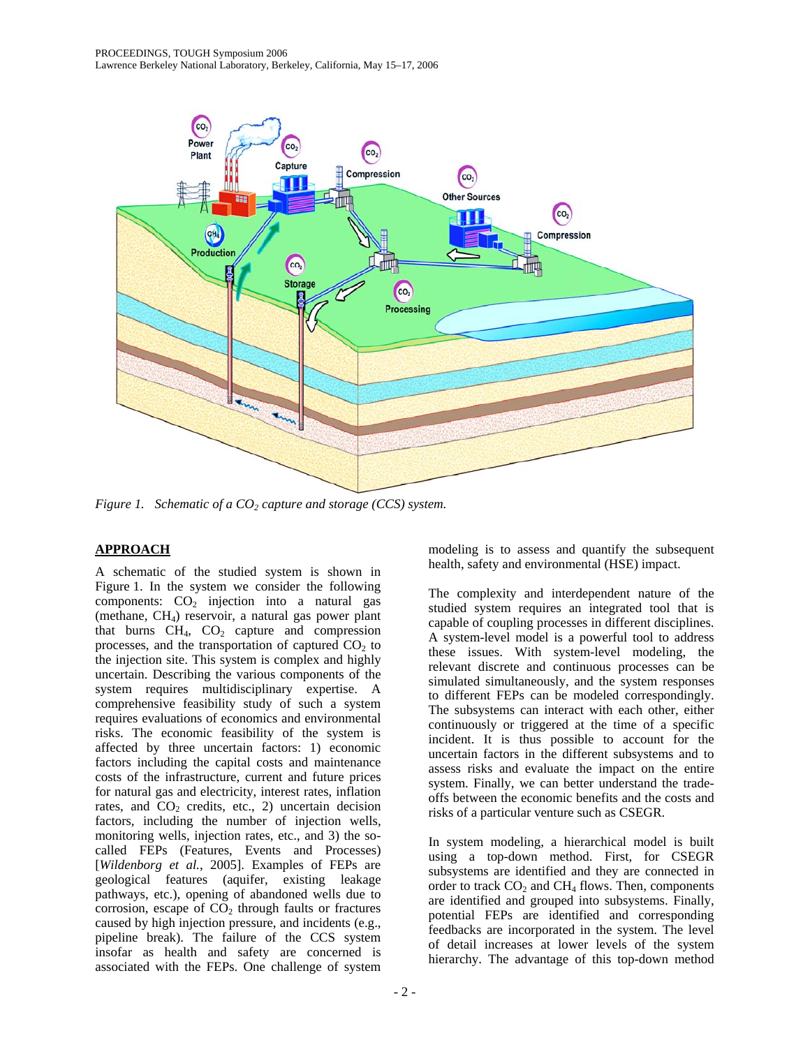*Figure 1. Schematic of a $CO_2$ capture and storage (CCS) system.*

## APPROACH

A schematic of the studied system is shown in Figure 1. In the system we consider the following components: $CO_2$ injection into a natural gas (methane, $CH_4$) reservoir, a natural gas power plant that burns $CH_4$, $CO_2$ capture and compression processes, and the transportation of captured $CO_2$ to the injection site. This system is complex and highly uncertain. Describing the various components of the system requires multidisciplinary expertise. A comprehensive feasibility study of such a system requires evaluations of economics and environmental risks. The economic feasibility of the system is affected by three uncertain factors: 1) economic factors including the capital costs and maintenance costs of the infrastructure, current and future prices for natural gas and electricity, interest rates, inflation rates, and $CO_2$ credits, etc., 2) uncertain decision factors, including the number of injection wells, monitoring wells, injection rates, etc., and 3) the so-called FEPs (Features, Events and Processes) [*Wildenborg et al.*, 2005]. Examples of FEPs are geological features (aquifer, existing leakage pathways, etc.), opening of abandoned wells due to corrosion, escape of $CO_2$ through faults or fractures caused by high injection pressure, and incidents (e.g., pipeline break). The failure of the CCS system insofar as health and safety are concerned is associated with the FEPs. One challenge of system modeling is to assess and quantify the subsequent health, safety and environmental (HSE) impact.

The complexity and interdependent nature of the studied system requires an integrated tool that is capable of coupling processes in different disciplines. A system-level model is a powerful tool to address these issues. With system-level modeling, the relevant discrete and continuous processes can be simulated simultaneously, and the system responses to different FEPs can be modeled correspondingly. The subsystems can interact with each other, either continuously or triggered at the time of a specific incident. It is thus possible to account for the uncertain factors in the different subsystems and to assess risks and evaluate the impact on the entire system. Finally, we can better understand the trade-offs between the economic benefits and the costs and risks of a particular venture such as CSEGR.

In system modeling, a hierarchical model is built using a top-down method. First, for CSEGR subsystems are identified and they are connected in order to track $CO_2$ and $CH_4$ flows. Then, components are identified and grouped into subsystems. Finally, potential FEPs are identified and corresponding feedbacks are incorporated in the system. The level of detail increases at lower levels of the system hierarchy. The advantage of this top-down method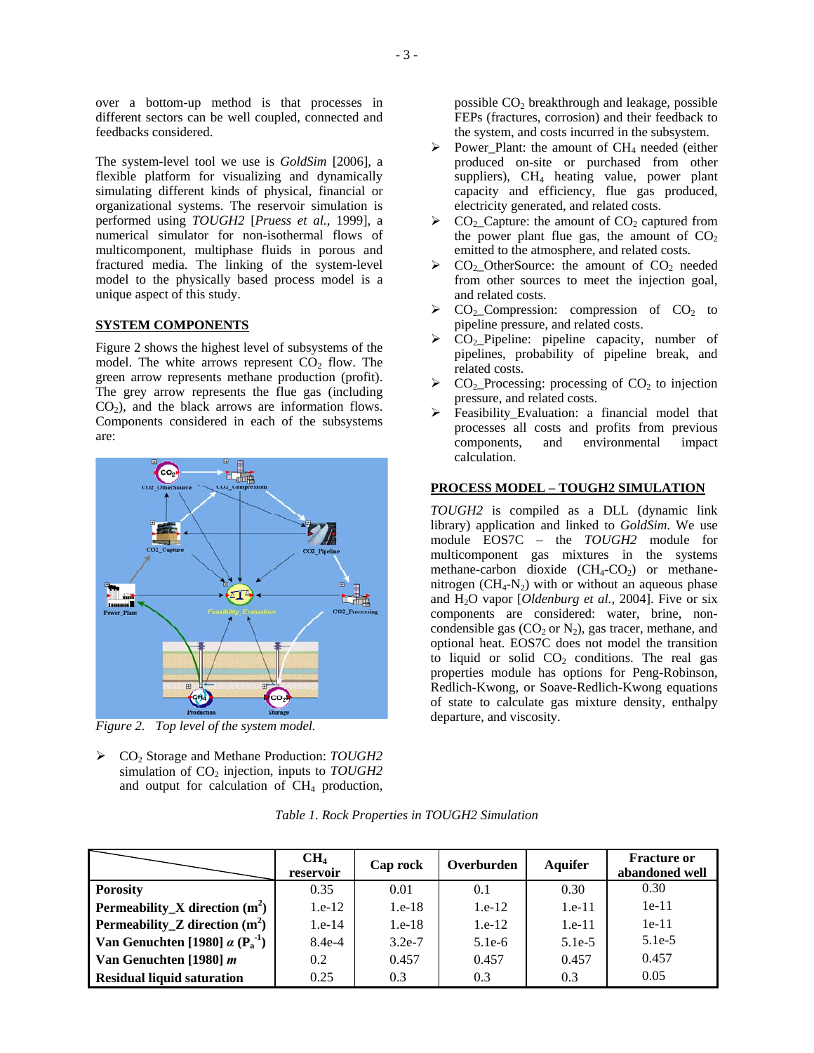over a bottom-up method is that processes in different sectors can be well coupled, connected and feedbacks considered.

The system-level tool we use is *GoldSim* [2006], a flexible platform for visualizing and dynamically simulating different kinds of physical, financial or organizational systems. The reservoir simulation is performed using *TOUGH2* [*Pruess et al.*, 1999], a numerical simulator for non-isothermal flows of multicomponent, multiphase fluids in porous and fractured media. The linking of the system-level model to the physically based process model is a unique aspect of this study.

## SYSTEM COMPONENTS

Figure 2 shows the highest level of subsystems of the model. The white arrows represent $CO_2$ flow. The green arrow represents methane production (profit). The grey arrow represents the flue gas (including $CO_2$), and the black arrows are information flows. Components considered in each of the subsystems are:

*Figure 2. Top level of the system model.*

- $CO_2$ Storage and Methane Production: *TOUGH2* simulation of $CO_2$ injection, inputs to *TOUGH2* and output for calculation of $CH_4$ production, possible $CO_2$ breakthrough and leakage, possible FEPs (fractures, corrosion) and their feedback to the system, and costs incurred in the subsystem.
- Power_Plant: the amount of $CH_4$ needed (either produced on-site or purchased from other suppliers), $CH_4$ heating value, power plant capacity and efficiency, flue gas produced, electricity generated, and related costs.
- $CO_2$_Capture: the amount of $CO_2$ captured from the power plant flue gas, the amount of $CO_2$ emitted to the atmosphere, and related costs.
- $CO_2$_OtherSource: the amount of $CO_2$ needed from other sources to meet the injection goal, and related costs.
- $CO_2$_Compression: compression of $CO_2$ to pipeline pressure, and related costs.
- $CO_2$_Pipeline: pipeline capacity, number of pipelines, probability of pipeline break, and related costs.
- $CO_2$_Processing: processing of $CO_2$ to injection pressure, and related costs.
- Feasibility_Evaluation: a financial model that processes all costs and profits from previous components, and environmental impact calculation.

## PROCESS MODEL – TOUGH2 SIMULATION

*TOUGH2* is compiled as a DLL (dynamic link library) application and linked to *GoldSim*. We use module EOS7C – the *TOUGH2* module for multicomponent gas mixtures in the systems methane-carbon dioxide ($CH_4$-$CO_2$) or methane-nitrogen ($CH_4$-$N_2$) with or without an aqueous phase and $H_2O$ vapor [*Oldenburg et al.*, 2004]. Five or six components are considered: water, brine, non-condensible gas ($CO_2$ or $N_2$), gas tracer, methane, and optional heat. EOS7C does not model the transition to liquid or solid $CO_2$ conditions. The real gas properties module has options for Peng-Robinson, Redlich-Kwong, or Soave-Redlich-Kwong equations of state to calculate gas mixture density, enthalpy departure, and viscosity.

*Table 1. Rock Properties in TOUGH2 Simulation*

| | $CH_4$ reservoir | Cap rock | Overburden | Aquifer | Fracture or abandoned well |
|---|---|---|---|---|---|
| **Porosity** | 0.35 | 0.01 | 0.1 | 0.30 | 0.30 |
| **Permeability_X direction ($m^2$)** | 1.e-12 | 1.e-18 | 1.e-12 | 1.e-11 | 1e-11 |
| **Permeability_Z direction ($m^2$)** | 1.e-14 | 1.e-18 | 1.e-12 | 1.e-11 | 1e-11 |
| **Van Genuchten [1980] $\alpha$ ($P_a^{-1}$)** | 8.4e-4 | 3.2e-7 | 5.1e-6 | 5.1e-5 | 5.1e-5 |
| **Van Genuchten [1980] $m$** | 0.2 | 0.457 | 0.457 | 0.457 | 0.457 |
| **Residual liquid saturation** | 0.25 | 0.3 | 0.3 | 0.3 | 0.05 |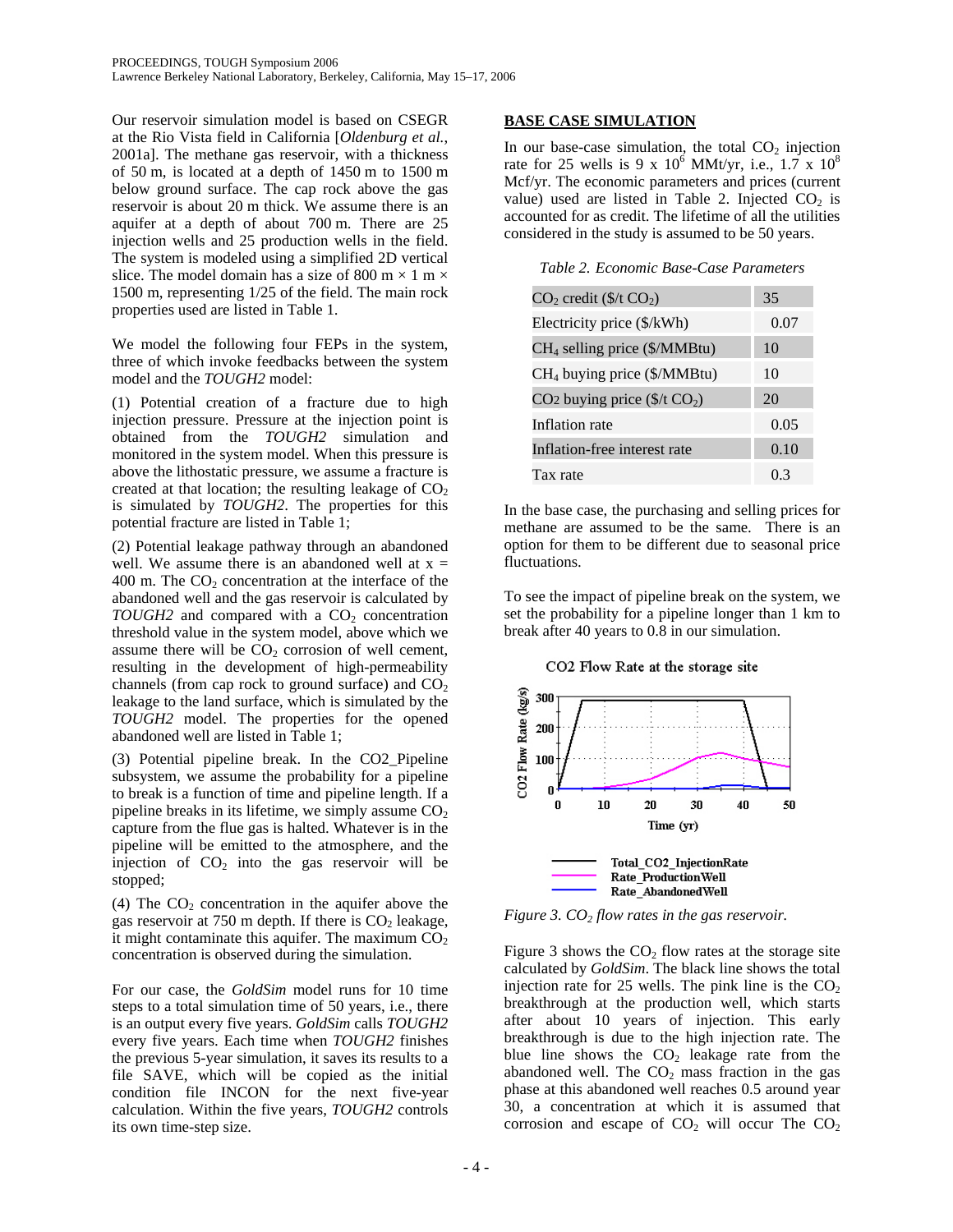Our reservoir simulation model is based on CSEGR at the Rio Vista field in California [*Oldenburg et al.*, 2001a]. The methane gas reservoir, with a thickness of 50 m, is located at a depth of 1450 m to 1500 m below ground surface. The cap rock above the gas reservoir is about 20 m thick. We assume there is an aquifer at a depth of about 700 m. There are 25 injection wells and 25 production wells in the field. The system is modeled using a simplified 2D vertical slice. The model domain has a size of 800 m × 1 m × 1500 m, representing 1/25 of the field. The main rock properties used are listed in Table 1.

We model the following four FEPs in the system, three of which invoke feedbacks between the system model and the *TOUGH2* model:

(1) Potential creation of a fracture due to high injection pressure. Pressure at the injection point is obtained from the *TOUGH2* simulation and monitored in the system model. When this pressure is above the lithostatic pressure, we assume a fracture is created at that location; the resulting leakage of $CO_2$ is simulated by *TOUGH2*. The properties for this potential fracture are listed in Table 1;

(2) Potential leakage pathway through an abandoned well. We assume there is an abandoned well at x = 400 m. The $CO_2$ concentration at the interface of the abandoned well and the gas reservoir is calculated by *TOUGH2* and compared with a $CO_2$ concentration threshold value in the system model, above which we assume there will be $CO_2$ corrosion of well cement, resulting in the development of high-permeability channels (from cap rock to ground surface) and $CO_2$ leakage to the land surface, which is simulated by the *TOUGH2* model. The properties for the opened abandoned well are listed in Table 1;

(3) Potential pipeline break. In the CO2_Pipeline subsystem, we assume the probability for a pipeline to break is a function of time and pipeline length. If a pipeline breaks in its lifetime, we simply assume $CO_2$ capture from the flue gas is halted. Whatever is in the pipeline will be emitted to the atmosphere, and the injection of $CO_2$ into the gas reservoir will be stopped;

(4) The $CO_2$ concentration in the aquifer above the gas reservoir at 750 m depth. If there is $CO_2$ leakage, it might contaminate this aquifer. The maximum $CO_2$ concentration is observed during the simulation.

For our case, the *GoldSim* model runs for 10 time steps to a total simulation time of 50 years, i.e., there is an output every five years. *GoldSim* calls *TOUGH2* every five years. Each time when *TOUGH2* finishes the previous 5-year simulation, it saves its results to a file SAVE, which will be copied as the initial condition file INCON for the next five-year calculation. Within the five years, *TOUGH2* controls its own time-step size.

## BASE CASE SIMULATION

In our base-case simulation, the total $CO_2$ injection rate for 25 wells is 9 x $10^6$ MMt/yr, i.e., 1.7 x $10^8$ Mcf/yr. The economic parameters and prices (current value) used are listed in Table 2. Injected $CO_2$ is accounted for as credit. The lifetime of all the utilities considered in the study is assumed to be 50 years.

*Table 2. Economic Base-Case Parameters*

| Parameter | Value |
|---|---|
| $CO_2$ credit (\$/t $CO_2$) | 35 |
| Electricity price (\$/kWh) | 0.07 |
| $CH_4$ selling price (\$/MMBtu) | 10 |
| $CH_4$ buying price (\$/MMBtu) | 10 |
| CO2 buying price (\$/t $CO_2$) | 20 |
| Inflation rate | 0.05 |
| Inflation-free interest rate | 0.10 |
| Tax rate | 0.3 |

In the base case, the purchasing and selling prices for methane are assumed to be the same. There is an option for them to be different due to seasonal price fluctuations.

To see the impact of pipeline break on the system, we set the probability for a pipeline longer than 1 km to break after 40 years to 0.8 in our simulation.

*Figure 3. $CO_2$ flow rates in the gas reservoir.*

Figure 3 shows the $CO_2$ flow rates at the storage site calculated by *GoldSim*. The black line shows the total injection rate for 25 wells. The pink line is the $CO_2$ breakthrough at the production well, which starts after about 10 years of injection. This early breakthrough is due to the high injection rate. The blue line shows the $CO_2$ leakage rate from the abandoned well. The $CO_2$ mass fraction in the gas phase at this abandoned well reaches 0.5 around year 30, a concentration at which it is assumed that corrosion and escape of $CO_2$ will occur The $CO_2$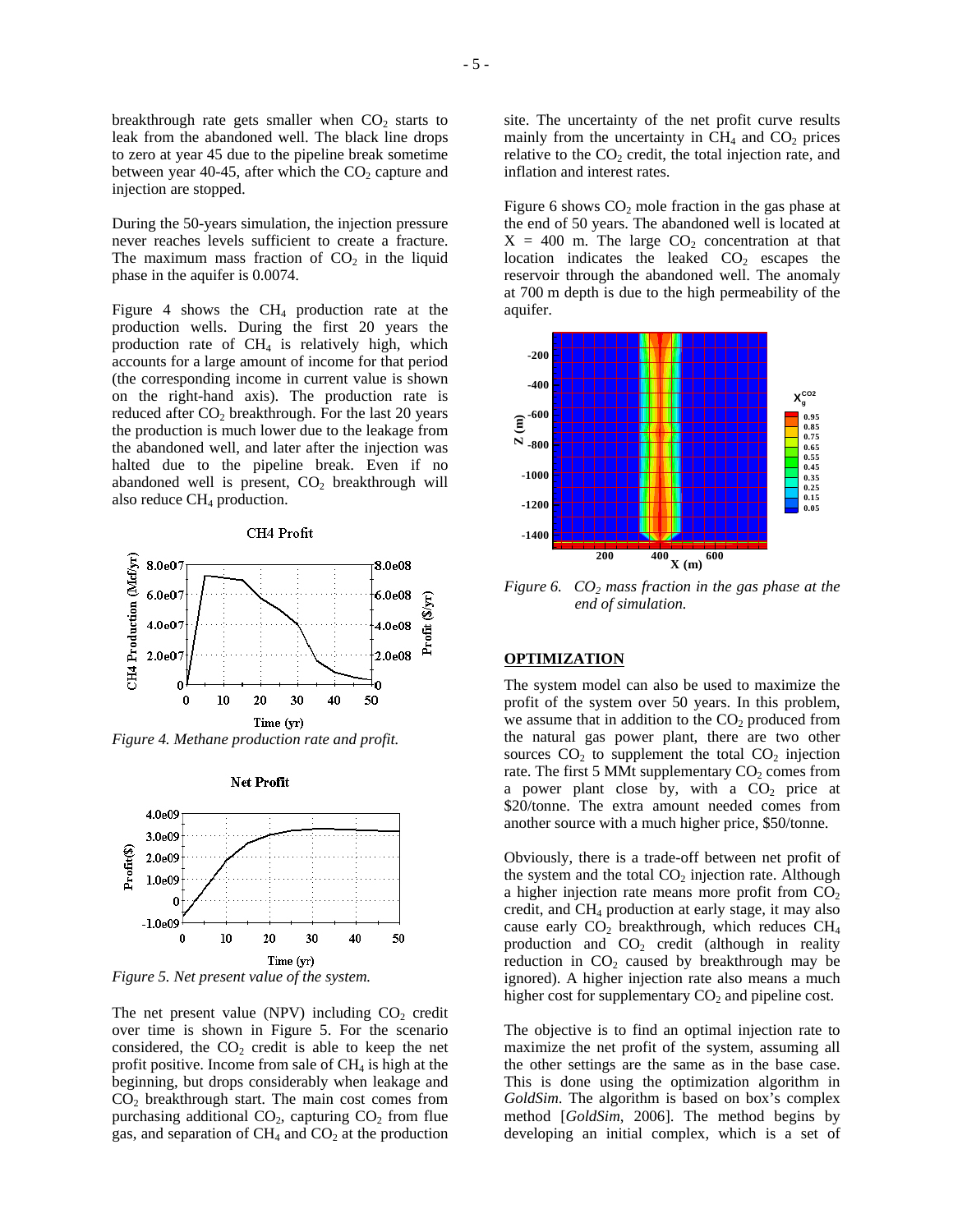breakthrough rate gets smaller when $CO_2$ starts to leak from the abandoned well. The black line drops to zero at year 45 due to the pipeline break sometime between year 40-45, after which the $CO_2$ capture and injection are stopped.

During the 50-years simulation, the injection pressure never reaches levels sufficient to create a fracture. The maximum mass fraction of $CO_2$ in the liquid phase in the aquifer is 0.0074.

Figure 4 shows the $CH_4$ production rate at the production wells. During the first 20 years the production rate of $CH_4$ is relatively high, which accounts for a large amount of income for that period (the corresponding income in current value is shown on the right-hand axis). The production rate is reduced after $CO_2$ breakthrough. For the last 20 years the production is much lower due to the leakage from the abandoned well, and later after the injection was halted due to the pipeline break. Even if no abandoned well is present, $CO_2$ breakthrough will also reduce $CH_4$ production.

Figure 4. Methane production rate and profit.

Figure 5. Net present value of the system.

The net present value (NPV) including $CO_2$ credit over time is shown in Figure 5. For the scenario considered, the $CO_2$ credit is able to keep the net profit positive. Income from sale of $CH_4$ is high at the beginning, but drops considerably when leakage and $CO_2$ breakthrough start. The main cost comes from purchasing additional $CO_2$, capturing $CO_2$ from flue gas, and separation of $CH_4$ and $CO_2$ at the production site. The uncertainty of the net profit curve results mainly from the uncertainty in $CH_4$ and $CO_2$ prices relative to the $CO_2$ credit, the total injection rate, and inflation and interest rates.

Figure 6 shows $CO_2$ mole fraction in the gas phase at the end of 50 years. The abandoned well is located at X = 400 m. The large $CO_2$ concentration at that location indicates the leaked $CO_2$ escapes the reservoir through the abandoned well. The anomaly at 700 m depth is due to the high permeability of the aquifer.

*Figure 6. $CO_2$ mass fraction in the gas phase at the end of simulation.*

## OPTIMIZATION

The system model can also be used to maximize the profit of the system over 50 years. In this problem, we assume that in addition to the $CO_2$ produced from the natural gas power plant, there are two other sources $CO_2$ to supplement the total $CO_2$ injection rate. The first 5 MMt supplementary $CO_2$ comes from a power plant close by, with a $CO_2$ price at \$20/tonne. The extra amount needed comes from another source with a much higher price, \$50/tonne.

Obviously, there is a trade-off between net profit of the system and the total $CO_2$ injection rate. Although a higher injection rate means more profit from $CO_2$ credit, and $CH_4$ production at early stage, it may also cause early $CO_2$ breakthrough, which reduces $CH_4$ production and $CO_2$ credit (although in reality reduction in $CO_2$ caused by breakthrough may be ignored). A higher injection rate also means a much higher cost for supplementary $CO_2$ and pipeline cost.

The objective is to find an optimal injection rate to maximize the net profit of the system, assuming all the other settings are the same as in the base case. This is done using the optimization algorithm in *GoldSim*. The algorithm is based on box's complex method [*GoldSim*, 2006]. The method begins by developing an initial complex, which is a set of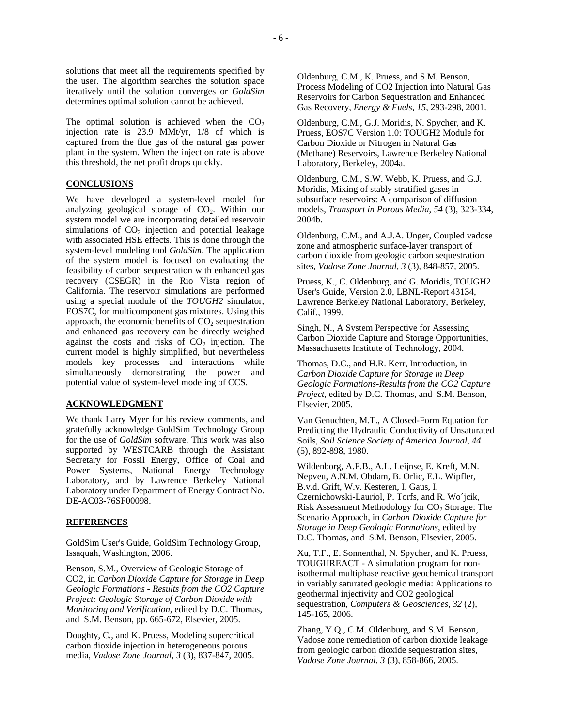solutions that meet all the requirements specified by the user. The algorithm searches the solution space iteratively until the solution converges or *GoldSim* determines optimal solution cannot be achieved.

The optimal solution is achieved when the $CO_2$ injection rate is 23.9 MMt/yr, 1/8 of which is captured from the flue gas of the natural gas power plant in the system. When the injection rate is above this threshold, the net profit drops quickly.

## CONCLUSIONS

We have developed a system-level model for analyzing geological storage of $CO_2$. Within our system model we are incorporating detailed reservoir simulations of $CO_2$ injection and potential leakage with associated HSE effects. This is done through the system-level modeling tool *GoldSim*. The application of the system model is focused on evaluating the feasibility of carbon sequestration with enhanced gas recovery (CSEGR) in the Rio Vista region of California. The reservoir simulations are performed using a special module of the *TOUGH2* simulator, EOS7C, for multicomponent gas mixtures. Using this approach, the economic benefits of $CO_2$ sequestration and enhanced gas recovery can be directly weighed against the costs and risks of $CO_2$ injection. The current model is highly simplified, but nevertheless models key processes and interactions while simultaneously demonstrating the power and potential value of system-level modeling of CCS.

## ACKNOWLEDGMENT

We thank Larry Myer for his review comments, and gratefully acknowledge GoldSim Technology Group for the use of *GoldSim* software. This work was also supported by WESTCARB through the Assistant Secretary for Fossil Energy, Office of Coal and Power Systems, National Energy Technology Laboratory, and by Lawrence Berkeley National Laboratory under Department of Energy Contract No. DE-AC03-76SF00098.

## REFERENCES

GoldSim User's Guide, GoldSim Technology Group, Issaquah, Washington, 2006.

Benson, S.M., Overview of Geologic Storage of CO2, in *Carbon Dioxide Capture for Storage in Deep Geologic Formations - Results from the CO2 Capture Project: Geologic Storage of Carbon Dioxide with Monitoring and Verification*, edited by D.C. Thomas, and S.M. Benson, pp. 665-672, Elsevier, 2005.

Doughty, C., and K. Pruess, Modeling supercritical carbon dioxide injection in heterogeneous porous media, *Vadose Zone Journal, 3* (3), 837-847, 2005.

Oldenburg, C.M., K. Pruess, and S.M. Benson, Process Modeling of CO2 Injection into Natural Gas Reservoirs for Carbon Sequestration and Enhanced Gas Recovery, *Energy & Fuels*, *15*, 293-298, 2001.

Oldenburg, C.M., G.J. Moridis, N. Spycher, and K. Pruess, EOS7C Version 1.0: TOUGH2 Module for Carbon Dioxide or Nitrogen in Natural Gas (Methane) Reservoirs, Lawrence Berkeley National Laboratory, Berkeley, 2004a.

Oldenburg, C.M., S.W. Webb, K. Pruess, and G.J. Moridis, Mixing of stably stratified gases in subsurface reservoirs: A comparison of diffusion models, *Transport in Porous Media, 54* (3), 323-334, 2004b.

Oldenburg, C.M., and A.J.A. Unger, Coupled vadose zone and atmospheric surface-layer transport of carbon dioxide from geologic carbon sequestration sites, *Vadose Zone Journal*, *3* (3), 848-857, 2005.

Pruess, K., C. Oldenburg, and G. Moridis, TOUGH2 User's Guide, Version 2.0, LBNL-Report 43134, Lawrence Berkeley National Laboratory, Berkeley, Calif., 1999.

Singh, N., A System Perspective for Assessing Carbon Dioxide Capture and Storage Opportunities, Massachusetts Institute of Technology, 2004.

Thomas, D.C., and H.R. Kerr, Introduction, in *Carbon Dioxide Capture for Storage in Deep Geologic Formations-Results from the CO2 Capture Project*, edited by D.C. Thomas, and S.M. Benson, Elsevier, 2005.

Van Genuchten, M.T., A Closed-Form Equation for Predicting the Hydraulic Conductivity of Unsaturated Soils, *Soil Science Society of America Journal*, *44* (5), 892-898, 1980.

Wildenborg, A.F.B., A.L. Leijnse, E. Kreft, M.N. Nepveu, A.N.M. Obdam, B. Orlic, E.L. Wipfler, B.v.d. Grift, W.v. Kesteren, I. Gaus, I. Czernichowski-Lauriol, P. Torfs, and R. Wo´jcik, Risk Assessment Methodology for $CO_2$ Storage: The Scenario Approach, in *Carbon Dioxide Capture for Storage in Deep Geologic Formations*, edited by D.C. Thomas, and S.M. Benson, Elsevier, 2005.

Xu, T.F., E. Sonnenthal, N. Spycher, and K. Pruess, TOUGHREACT - A simulation program for non-isothermal multiphase reactive geochemical transport in variably saturated geologic media: Applications to geothermal injectivity and CO2 geological sequestration, *Computers & Geosciences*, *32* (2), 145-165, 2006.

Zhang, Y.Q., C.M. Oldenburg, and S.M. Benson, Vadose zone remediation of carbon dioxide leakage from geologic carbon dioxide sequestration sites, *Vadose Zone Journal*, *3* (3), 858-866, 2005.